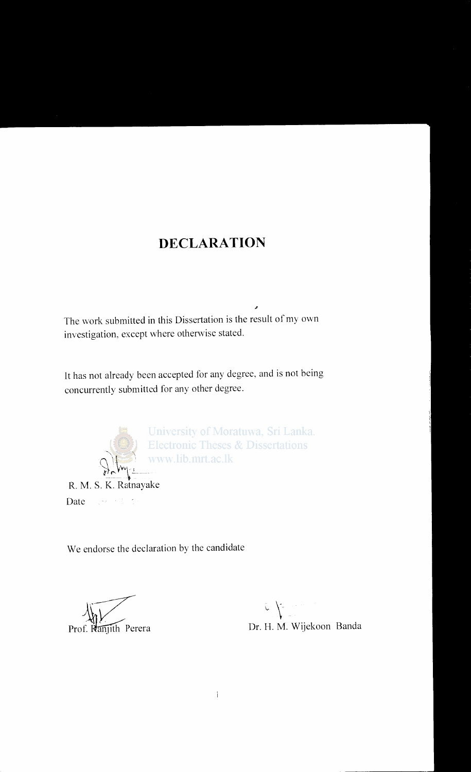# DECLARATION

The work submitted in this Dissertation is the result of my own investigation, except where otherwise stated.

It has not already been accepted for any degree, and is not being concurrently submitted for any other degree.

University of Moratuwa, Sri Lanka.
Electronic Theses & Dissertations
www.lib.mrt.ac.lk

R. M. S. K. Ratnayake

Date

We endorse the declaration by the candidate

Prof. Ranjith Perera

Dr. H. M. Wijekoon Banda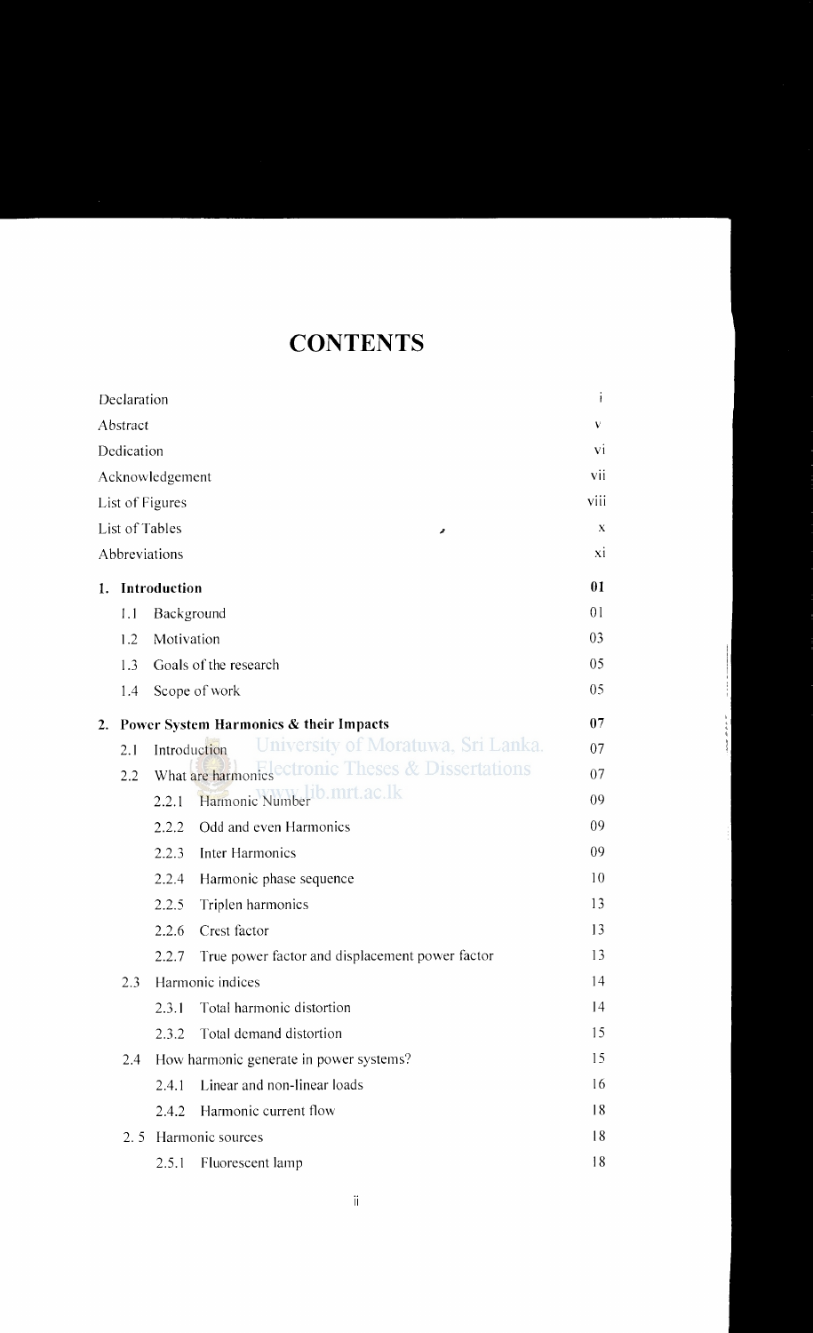# CONTENTS

| | |
|---|---|
| Declaration | i |
| Abstract | v |
| Dedication | vi |
| Acknowledgement | vii |
| List of Figures | viii |
| List of Tables | x |
| Abbreviations | xi |
| **1. Introduction** | **01** |
| 1.1 Background | 01 |
| 1.2 Motivation | 03 |
| 1.3 Goals of the research | 05 |
| 1.4 Scope of work | 05 |
| **2. Power System Harmonics & their Impacts** | **07** |
| 2.1 Introduction | 07 |
| 2.2 What are harmonics | 07 |
| 2.2.1 Harmonic Number | 09 |
| 2.2.2 Odd and even Harmonics | 09 |
| 2.2.3 Inter Harmonics | 09 |
| 2.2.4 Harmonic phase sequence | 10 |
| 2.2.5 Triplen harmonics | 13 |
| 2.2.6 Crest factor | 13 |
| 2.2.7 True power factor and displacement power factor | 13 |
| 2.3 Harmonic indices | 14 |
| 2.3.1 Total harmonic distortion | 14 |
| 2.3.2 Total demand distortion | 15 |
| 2.4 How harmonic generate in power systems? | 15 |
| 2.4.1 Linear and non-linear loads | 16 |
| 2.4.2 Harmonic current flow | 18 |
| 2.5 Harmonic sources | 18 |
| 2.5.1 Fluorescent lamp | 18 |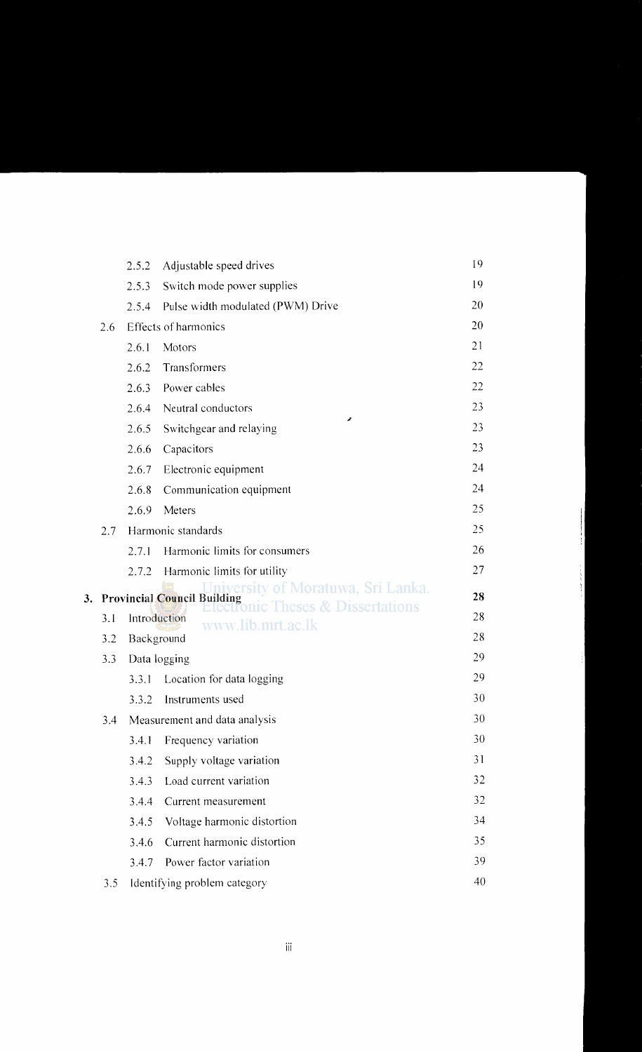| | | Page |
|---|---|---|
| 2.5.2 | Adjustable speed drives | 19 |
| 2.5.3 | Switch mode power supplies | 19 |
| 2.5.4 | Pulse width modulated (PWM) Drive | 20 |
| 2.6 | Effects of harmonics | 20 |
| 2.6.1 | Motors | 21 |
| 2.6.2 | Transformers | 22 |
| 2.6.3 | Power cables | 22 |
| 2.6.4 | Neutral conductors | 23 |
| 2.6.5 | Switchgear and relaying | 23 |
| 2.6.6 | Capacitors | 23 |
| 2.6.7 | Electronic equipment | 24 |
| 2.6.8 | Communication equipment | 24 |
| 2.6.9 | Meters | 25 |
| 2.7 | Harmonic standards | 25 |
| 2.7.1 | Harmonic limits for consumers | 26 |
| 2.7.2 | Harmonic limits for utility | 27 |
| **3.** | **Provincial Council Building** | **28** |
| 3.1 | Introduction | 28 |
| 3.2 | Background | 28 |
| 3.3 | Data logging | 29 |
| 3.3.1 | Location for data logging | 29 |
| 3.3.2 | Instruments used | 30 |
| 3.4 | Measurement and data analysis | 30 |
| 3.4.1 | Frequency variation | 30 |
| 3.4.2 | Supply voltage variation | 31 |
| 3.4.3 | Load current variation | 32 |
| 3.4.4 | Current measurement | 32 |
| 3.4.5 | Voltage harmonic distortion | 34 |
| 3.4.6 | Current harmonic distortion | 35 |
| 3.4.7 | Power factor variation | 39 |
| 3.5 | Identifying problem category | 40 |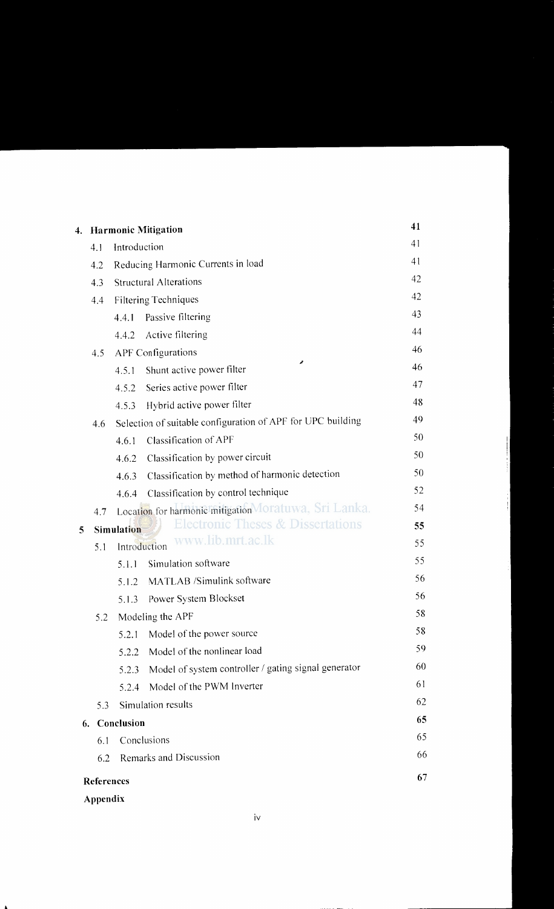| | | |
|---|---|---|
| **4. Harmonic Mitigation** | | **41** |
| 4.1 | Introduction | 41 |
| 4.2 | Reducing Harmonic Currents in load | 41 |
| 4.3 | Structural Alterations | 42 |
| 4.4 | Filtering Techniques | 42 |
| | 4.4.1 Passive filtering | 43 |
| | 4.4.2 Active filtering | 44 |
| 4.5 | APF Configurations | 46 |
| | 4.5.1 Shunt active power filter | 46 |
| | 4.5.2 Series active power filter | 47 |
| | 4.5.3 Hybrid active power filter | 48 |
| 4.6 | Selection of suitable configuration of APF for UPC building | 49 |
| | 4.6.1 Classification of APF | 50 |
| | 4.6.2 Classification by power circuit | 50 |
| | 4.6.3 Classification by method of harmonic detection | 50 |
| | 4.6.4 Classification by control technique | 52 |
| 4.7 | Location for harmonic mitigation | 54 |
| **5 Simulation** | | **55** |
| 5.1 | Introduction | 55 |
| | 5.1.1 Simulation software | 55 |
| | 5.1.2 MATLAB /Simulink software | 56 |
| | 5.1.3 Power System Blockset | 56 |
| 5.2 | Modeling the APF | 58 |
| | 5.2.1 Model of the power source | 58 |
| | 5.2.2 Model of the nonlinear load | 59 |
| | 5.2.3 Model of system controller / gating signal generator | 60 |
| | 5.2.4 Model of the PWM Inverter | 61 |
| 5.3 | Simulation results | 62 |
| **6. Conclusion** | | **65** |
| 6.1 | Conclusions | 65 |
| 6.2 | Remarks and Discussion | 66 |
| **References** | | **67** |
| **Appendix** | | |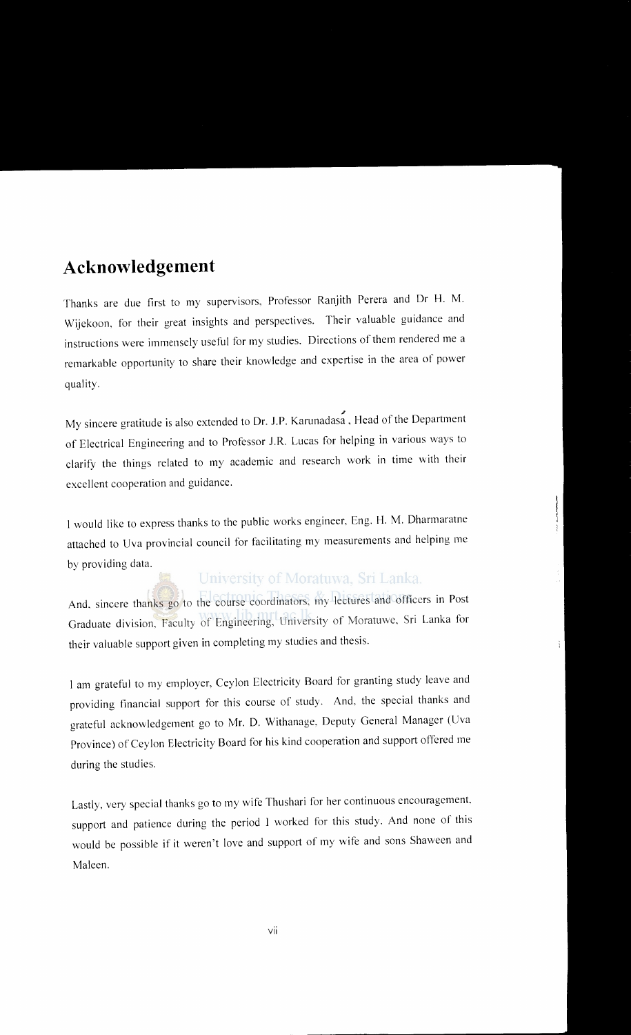# Acknowledgement

Thanks are due first to my supervisors, Professor Ranjith Perera and Dr H. M. Wijekoon, for their great insights and perspectives. Their valuable guidance and instructions were immensely useful for my studies. Directions of them rendered me a remarkable opportunity to share their knowledge and expertise in the area of power quality.

My sincere gratitude is also extended to Dr. J.P. Karunadasa, Head of the Department of Electrical Engineering and to Professor J.R. Lucas for helping in various ways to clarify the things related to my academic and research work in time with their excellent cooperation and guidance.

I would like to express thanks to the public works engineer, Eng. H. M. Dharmaratne attached to Uva provincial council for facilitating my measurements and helping me by providing data.

And, sincere thanks go to the course coordinators, my lectures and officers in Post Graduate division, Faculty of Engineering, University of Moratuwe, Sri Lanka for their valuable support given in completing my studies and thesis.

I am grateful to my employer, Ceylon Electricity Board for granting study leave and providing financial support for this course of study. And, the special thanks and grateful acknowledgement go to Mr. D. Withanage, Deputy General Manager (Uva Province) of Ceylon Electricity Board for his kind cooperation and support offered me during the studies.

Lastly, very special thanks go to my wife Thushari for her continuous encouragement, support and patience during the period I worked for this study. And none of this would be possible if it weren't love and support of my wife and sons Shaween and Maleen.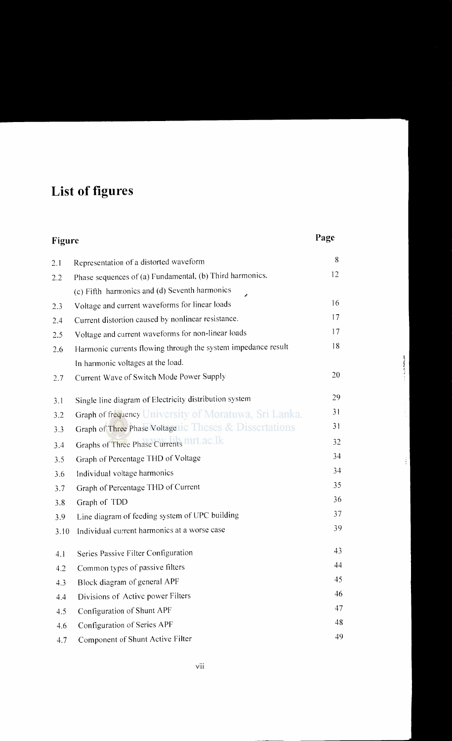# List of figures

| Figure | | Page |
|---|---|---|
| 2.1 | Representation of a distorted waveform | 8 |
| 2.2 | Phase sequences of (a) Fundamental, (b) Third harmonics, (c) Fifth harmonics and (d) Seventh harmonics | 12 |
| 2.3 | Voltage and current waveforms for linear loads | 16 |
| 2.4 | Current distortion caused by nonlinear resistance. | 17 |
| 2.5 | Voltage and current waveforms for non-linear loads | 17 |
| 2.6 | Harmonic currents flowing through the system impedance result In harmonic voltages at the load. | 18 |
| 2.7 | Current Wave of Switch Mode Power Supply | 20 |
| 3.1 | Single line diagram of Electricity distribution system | 29 |
| 3.2 | Graph of frequency | 31 |
| 3.3 | Graph of Three Phase Voltage | 31 |
| 3.4 | Graphs of Three Phase Currents | 32 |
| 3.5 | Graph of Percentage THD of Voltage | 34 |
| 3.6 | Individual voltage harmonics | 34 |
| 3.7 | Graph of Percentage THD of Current | 35 |
| 3.8 | Graph of TDD | 36 |
| 3.9 | Line diagram of feeding system of UPC building | 37 |
| 3.10 | Individual current harmonics at a worse case | 39 |
| 4.1 | Series Passive Filter Configuration | 43 |
| 4.2 | Common types of passive filters | 44 |
| 4.3 | Block diagram of general APF | 45 |
| 4.4 | Divisions of Active power Filters | 46 |
| 4.5 | Configuration of Shunt APF | 47 |
| 4.6 | Configuration of Series APF | 48 |
| 4.7 | Component of Shunt Active Filter | 49 |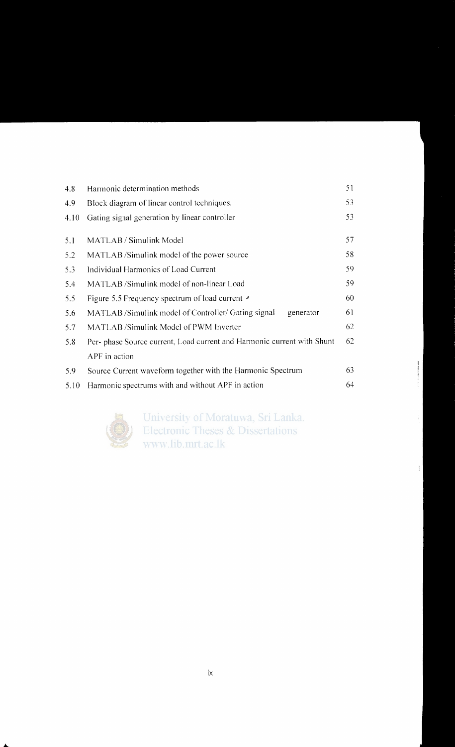| | | |
|---|---|---|
| 4.8 | Harmonic determination methods | 51 |
| 4.9 | Block diagram of linear control techniques. | 53 |
| 4.10 | Gating signal generation by linear controller | 53 |
| 5.1 | MATLAB / Simulink Model | 57 |
| 5.2 | MATLAB /Simulink model of the power source | 58 |
| 5.3 | Individual Harmonics of Load Current | 59 |
| 5.4 | MATLAB /Simulink model of non-linear Load | 59 |
| 5.5 | Figure 5.5 Frequency spectrum of load current | 60 |
| 5.6 | MATLAB /Simulink model of Controller/ Gating signal generator | 61 |
| 5.7 | MATLAB /Simulink Model of PWM Inverter | 62 |
| 5.8 | Per- phase Source current, Load current and Harmonic current with Shunt APF in action | 62 |
| 5.9 | Source Current waveform together with the Harmonic Spectrum | 63 |
| 5.10 | Harmonic spectrums with and without APF in action | 64 |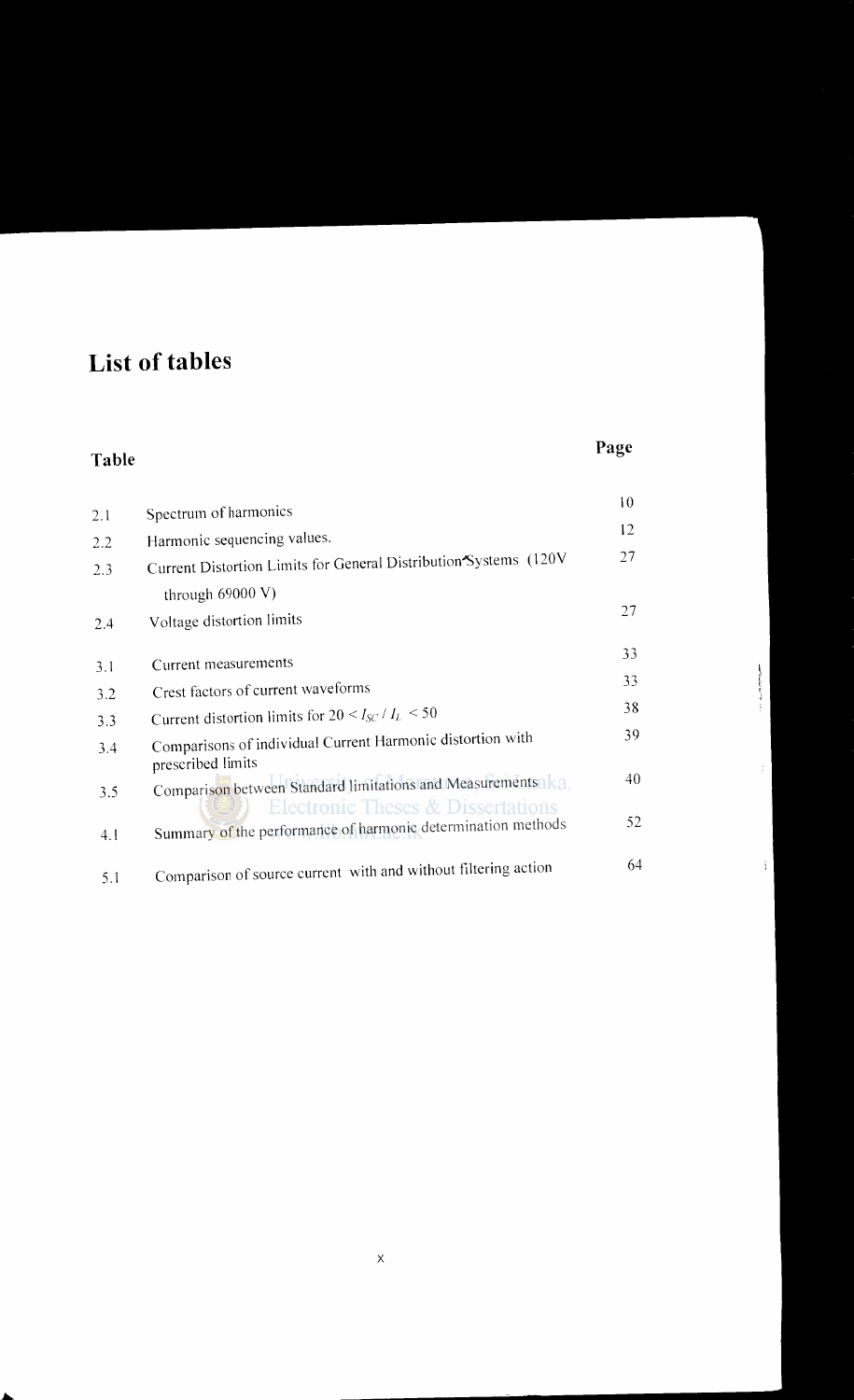# List of tables

| Table | | Page |
|---|---|---|
| 2.1 | Spectrum of harmonics | 10 |
| 2.2 | Harmonic sequencing values. | 12 |
| 2.3 | Current Distortion Limits for General Distribution Systems (120V through 69000 V) | 27 |
| 2.4 | Voltage distortion limits | 27 |
| 3.1 | Current measurements | 33 |
| 3.2 | Crest factors of current waveforms | 33 |
| 3.3 | Current distortion limits for $20 < I_{SC} / I_L < 50$ | 38 |
| 3.4 | Comparisons of individual Current Harmonic distortion with prescribed limits | 39 |
| 3.5 | Comparison between Standard limitations and Measurements | 40 |
| 4.1 | Summary of the performance of harmonic determination methods | 52 |
| 5.1 | Comparison of source current with and without filtering action | 64 |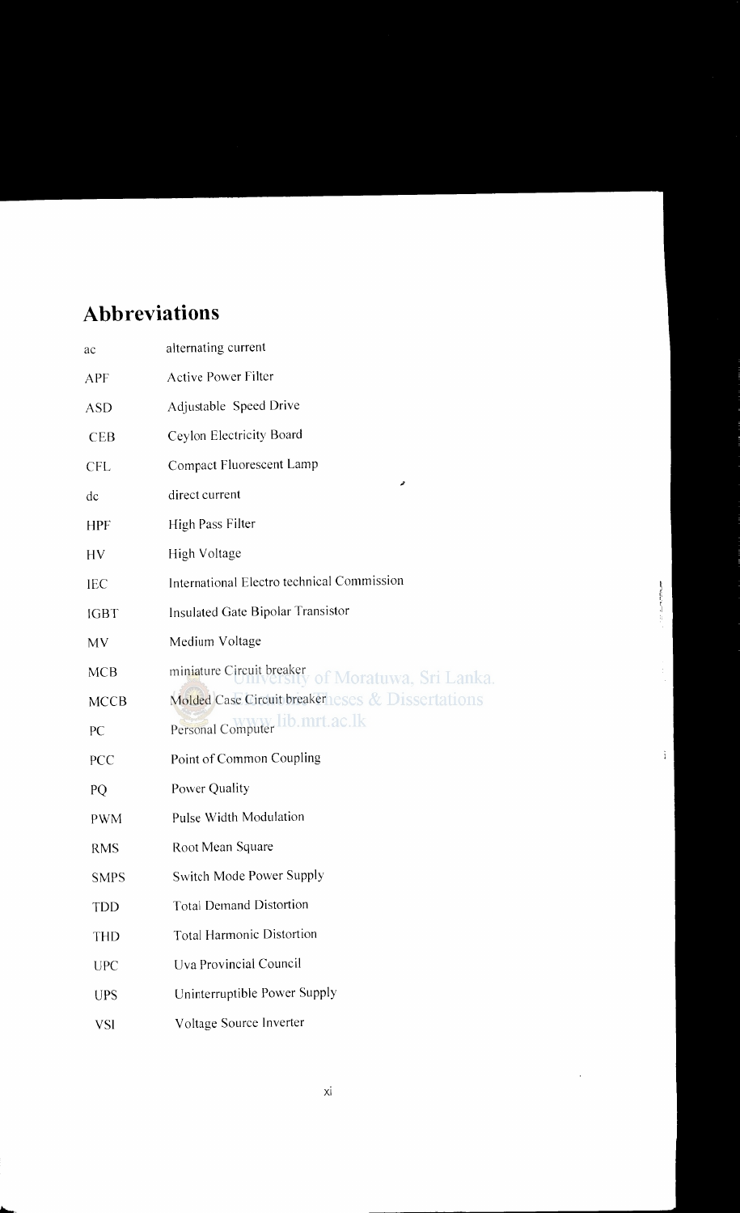# Abbreviations

| | |
|---|---|
| ac | alternating current |
| APF | Active Power Filter |
| ASD | Adjustable Speed Drive |
| CEB | Ceylon Electricity Board |
| CFL | Compact Fluorescent Lamp |
| dc | direct current |
| HPF | High Pass Filter |
| HV | High Voltage |
| IEC | International Electro technical Commission |
| IGBT | Insulated Gate Bipolar Transistor |
| MV | Medium Voltage |
| MCB | miniature Circuit breaker |
| MCCB | Molded Case Circuit breaker |
| PC | Personal Computer |
| PCC | Point of Common Coupling |
| PQ | Power Quality |
| PWM | Pulse Width Modulation |
| RMS | Root Mean Square |
| SMPS | Switch Mode Power Supply |
| TDD | Total Demand Distortion |
| THD | Total Harmonic Distortion |
| UPC | Uva Provincial Council |
| UPS | Uninterruptible Power Supply |
| VSI | Voltage Source Inverter |